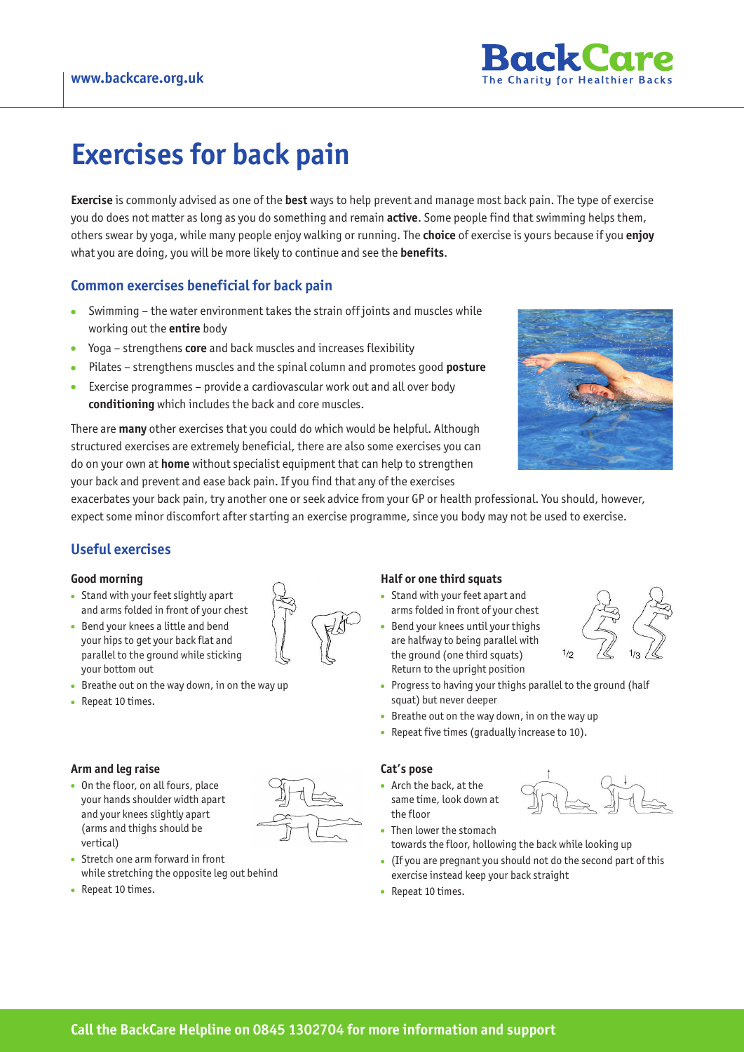# Exercises for back pain

**Exercise** is commonly advised as one of the **best** ways to help prevent and manage most back pain. The type of exercise you do does not matter as long as you do something and remain **active**. Some people find that swimming helps them, others swear by yoga, while many people enjoy walking or running. The **choice** of exercise is yours because if you **enjoy** what you are doing, you will be more likely to continue and see the **benefits**.

## Common exercises beneficial for back pain

- Swimming – the water environment takes the strain off joints and muscles while working out the **entire** body
- Yoga – strengthens **core** and back muscles and increases flexibility
- Pilates – strengthens muscles and the spinal column and promotes good **posture**
- Exercise programmes – provide a cardiovascular work out and all over body **conditioning** which includes the back and core muscles.

There are **many** other exercises that you could do which would be helpful. Although structured exercises are extremely beneficial, there are also some exercises you can do on your own at **home** without specialist equipment that can help to strengthen your back and prevent and ease back pain. If you find that any of the exercises exacerbates your back pain, try another one or seek advice from your GP or health professional. You should, however, expect some minor discomfort after starting an exercise programme, since you body may not be used to exercise.

## Useful exercises

### Good morning

- Stand with your feet slightly apart and arms folded in front of your chest
- Bend your knees a little and bend your hips to get your back flat and parallel to the ground while sticking your bottom out
- Breathe out on the way down, in on the way up
- Repeat 10 times.

### Half or one third squats

- Stand with your feet apart and arms folded in front of your chest
- Bend your knees until your thighs are halfway to being parallel with the ground (one third squats) Return to the upright position
- Progress to having your thighs parallel to the ground (half squat) but never deeper
- Breathe out on the way down, in on the way up
- Repeat five times (gradually increase to 10).

### Arm and leg raise

- On the floor, on all fours, place your hands shoulder width apart and your knees slightly apart (arms and thighs should be vertical)
- Stretch one arm forward in front while stretching the opposite leg out behind
- Repeat 10 times.

### Cat's pose

- Arch the back, at the same time, look down at the floor
- Then lower the stomach towards the floor, hollowing the back while looking up
- (If you are pregnant you should not do the second part of this exercise instead keep your back straight
- Repeat 10 times.

**Call the BackCare Helpline on 0845 1302704 for more information and support**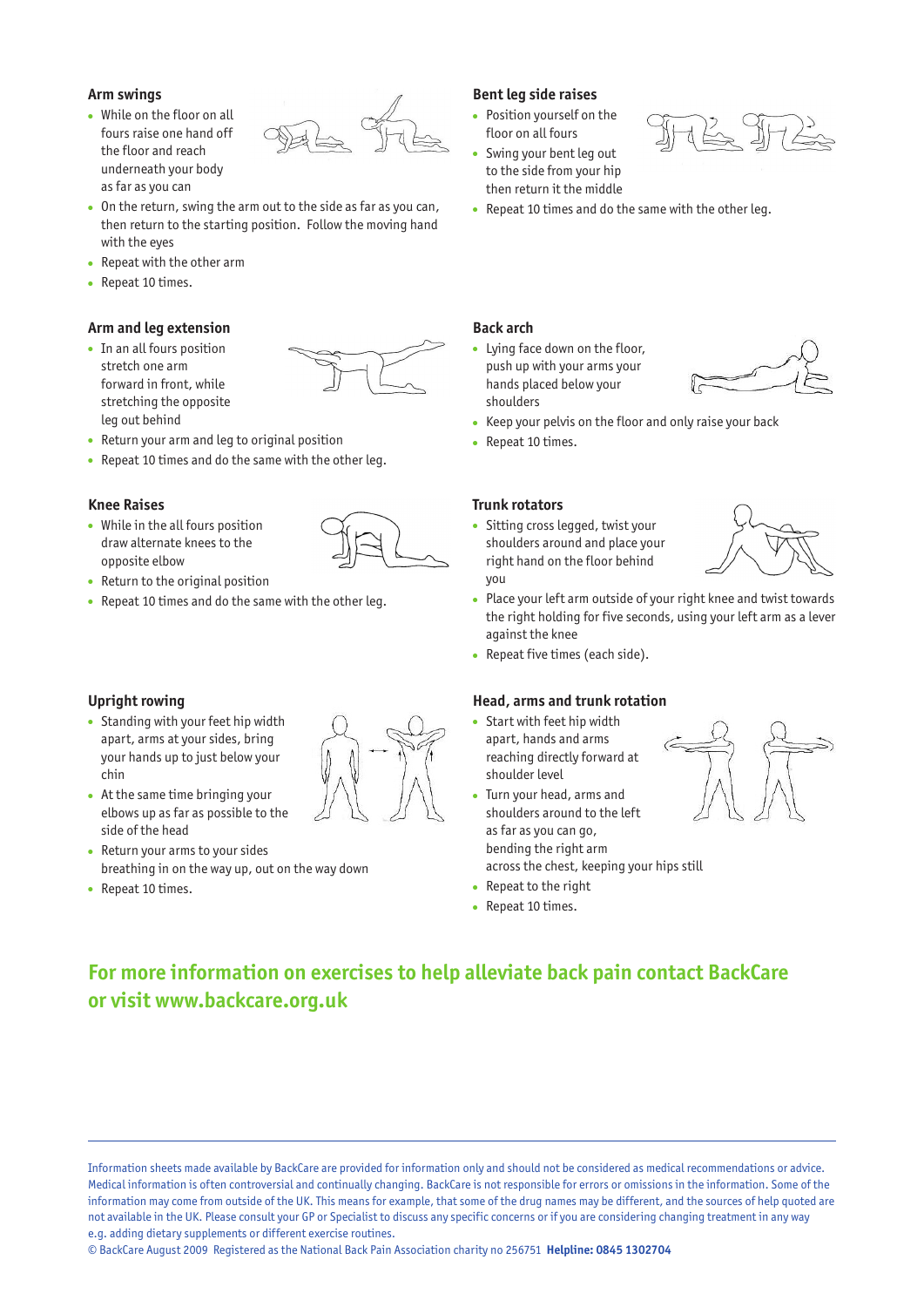### Arm swings

- While on the floor on all fours raise one hand off the floor and reach underneath your body as far as you can
- On the return, swing the arm out to the side as far as you can, then return to the starting position. Follow the moving hand with the eyes
- Repeat with the other arm
- Repeat 10 times.

### Arm and leg extension

- In an all fours position stretch one arm forward in front, while stretching the opposite leg out behind
- Return your arm and leg to original position
- Repeat 10 times and do the same with the other leg.

### Knee Raises

- While in the all fours position draw alternate knees to the opposite elbow
- Return to the original position
- Repeat 10 times and do the same with the other leg.

### Upright rowing

- Standing with your feet hip width apart, arms at your sides, bring your hands up to just below your chin
- At the same time bringing your elbows up as far as possible to the side of the head
- Return your arms to your sides breathing in on the way up, out on the way down
- Repeat 10 times.

### Bent leg side raises

- Position yourself on the floor on all fours
- Swing your bent leg out to the side from your hip then return it the middle
- Repeat 10 times and do the same with the other leg.

### Back arch

- Lying face down on the floor, push up with your arms your hands placed below your shoulders
- Keep your pelvis on the floor and only raise your back
- Repeat 10 times.

### Trunk rotators

- Sitting cross legged, twist your shoulders around and place your right hand on the floor behind you
- Place your left arm outside of your right knee and twist towards the right holding for five seconds, using your left arm as a lever against the knee
- Repeat five times (each side).

### Head, arms and trunk rotation

- Start with feet hip width apart, hands and arms reaching directly forward at shoulder level
- Turn your head, arms and shoulders around to the left as far as you can go, bending the right arm across the chest, keeping your hips still
- Repeat to the right
- Repeat 10 times.

## For more information on exercises to help alleviate back pain contact BackCare or visit www.backcare.org.uk

---

Information sheets made available by BackCare are provided for information only and should not be considered as medical recommendations or advice. Medical information is often controversial and continually changing. BackCare is not responsible for errors or omissions in the information. Some of the information may come from outside of the UK. This means for example, that some of the drug names may be different, and the sources of help quoted are not available in the UK. Please consult your GP or Specialist to discuss any specific concerns or if you are considering changing treatment in any way e.g. adding dietary supplements or different exercise routines.

© BackCare August 2009 Registered as the National Back Pain Association charity no 256751 **Helpline: 0845 1302704**